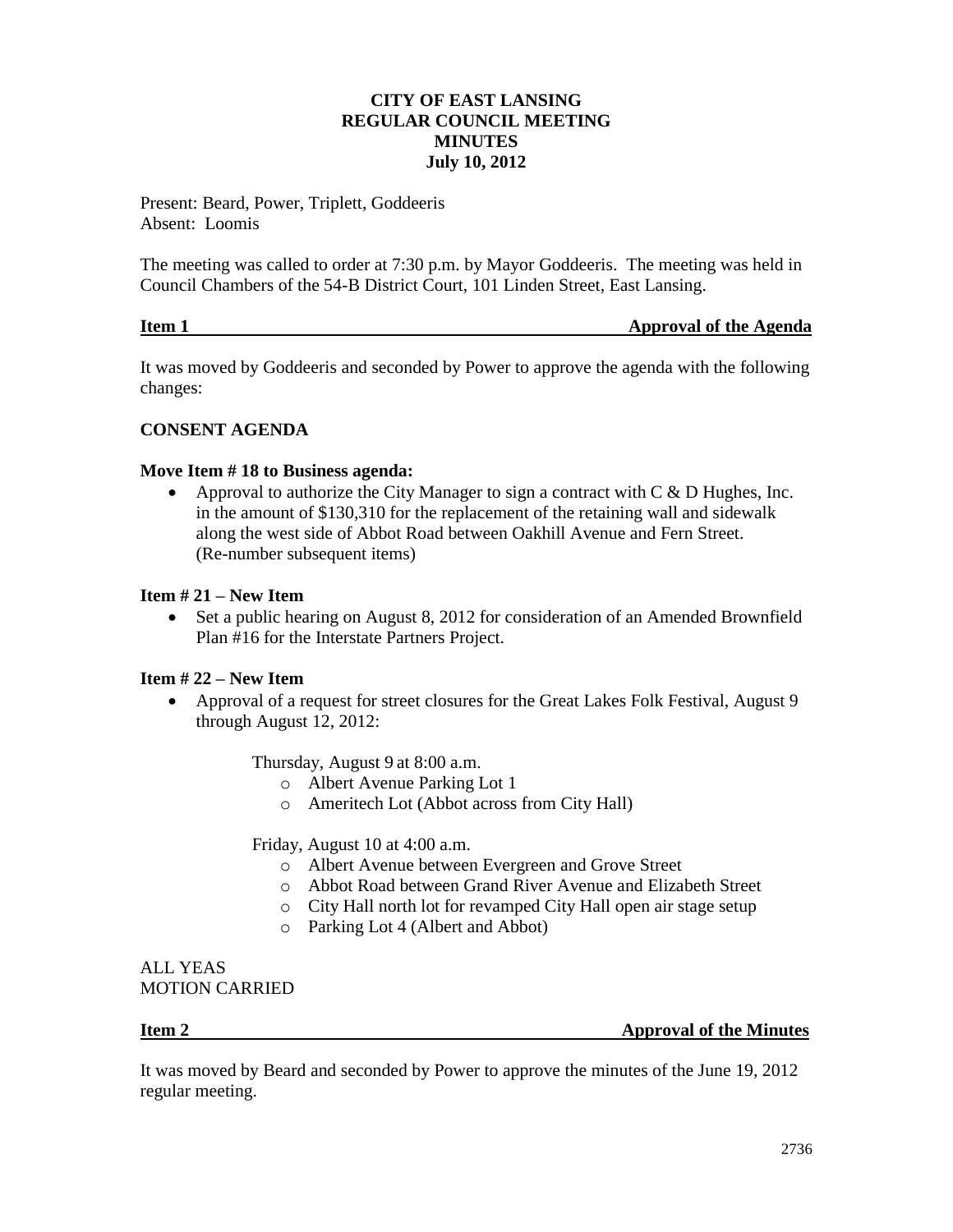# CITY OF EAST LANSING
## REGULAR COUNCIL MEETING
## MINUTES
## July 10, 2012

Present: Beard, Power, Triplett, Goddeeris
Absent: Loomis

The meeting was called to order at 7:30 p.m. by Mayor Goddeeris. The meeting was held in Council Chambers of the 54-B District Court, 101 Linden Street, East Lansing.

**Item 1 — Approval of the Agenda**

It was moved by Goddeeris and seconded by Power to approve the agenda with the following changes:

**CONSENT AGENDA**

**Move Item # 18 to Business agenda:**

- Approval to authorize the City Manager to sign a contract with C & D Hughes, Inc. in the amount of $130,310 for the replacement of the retaining wall and sidewalk along the west side of Abbot Road between Oakhill Avenue and Fern Street. (Re-number subsequent items)

**Item # 21 – New Item**

- Set a public hearing on August 8, 2012 for consideration of an Amended Brownfield Plan #16 for the Interstate Partners Project.

**Item # 22 – New Item**

- Approval of a request for street closures for the Great Lakes Folk Festival, August 9 through August 12, 2012:

  Thursday, August 9 at 8:00 a.m.
  - Albert Avenue Parking Lot 1
  - Ameritech Lot (Abbot across from City Hall)

  Friday, August 10 at 4:00 a.m.
  - Albert Avenue between Evergreen and Grove Street
  - Abbot Road between Grand River Avenue and Elizabeth Street
  - City Hall north lot for revamped City Hall open air stage setup
  - Parking Lot 4 (Albert and Abbot)

ALL YEAS
MOTION CARRIED

**Item 2 — Approval of the Minutes**

It was moved by Beard and seconded by Power to approve the minutes of the June 19, 2012 regular meeting.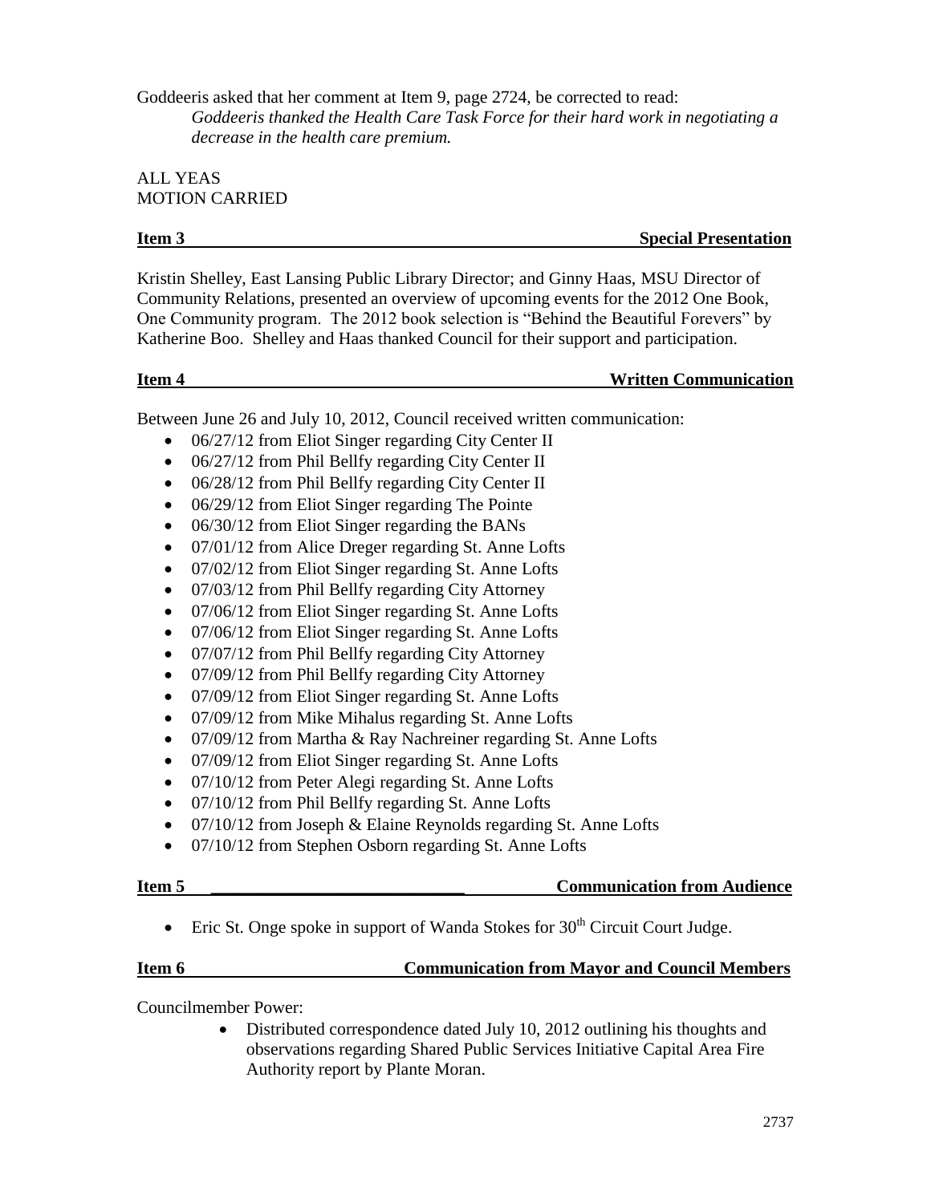Goddeeris asked that her comment at Item 9, page 2724, be corrected to read:

*Goddeeris thanked the Health Care Task Force for their hard work in negotiating a decrease in the health care premium.*

ALL YEAS
MOTION CARRIED

**Item 3 Special Presentation**

Kristin Shelley, East Lansing Public Library Director; and Ginny Haas, MSU Director of Community Relations, presented an overview of upcoming events for the 2012 One Book, One Community program. The 2012 book selection is "Behind the Beautiful Forevers" by Katherine Boo. Shelley and Haas thanked Council for their support and participation.

**Item 4 Written Communication**

Between June 26 and July 10, 2012, Council received written communication:

- 06/27/12 from Eliot Singer regarding City Center II
- 06/27/12 from Phil Bellfy regarding City Center II
- 06/28/12 from Phil Bellfy regarding City Center II
- 06/29/12 from Eliot Singer regarding The Pointe
- 06/30/12 from Eliot Singer regarding the BANs
- 07/01/12 from Alice Dreger regarding St. Anne Lofts
- 07/02/12 from Eliot Singer regarding St. Anne Lofts
- 07/03/12 from Phil Bellfy regarding City Attorney
- 07/06/12 from Eliot Singer regarding St. Anne Lofts
- 07/06/12 from Eliot Singer regarding St. Anne Lofts
- 07/07/12 from Phil Bellfy regarding City Attorney
- 07/09/12 from Phil Bellfy regarding City Attorney
- 07/09/12 from Eliot Singer regarding St. Anne Lofts
- 07/09/12 from Mike Mihalus regarding St. Anne Lofts
- 07/09/12 from Martha & Ray Nachreiner regarding St. Anne Lofts
- 07/09/12 from Eliot Singer regarding St. Anne Lofts
- 07/10/12 from Peter Alegi regarding St. Anne Lofts
- 07/10/12 from Phil Bellfy regarding St. Anne Lofts
- 07/10/12 from Joseph & Elaine Reynolds regarding St. Anne Lofts
- 07/10/12 from Stephen Osborn regarding St. Anne Lofts

**Item 5 Communication from Audience**

- Eric St. Onge spoke in support of Wanda Stokes for 30th Circuit Court Judge.

**Item 6 Communication from Mayor and Council Members**

Councilmember Power:

- Distributed correspondence dated July 10, 2012 outlining his thoughts and observations regarding Shared Public Services Initiative Capital Area Fire Authority report by Plante Moran.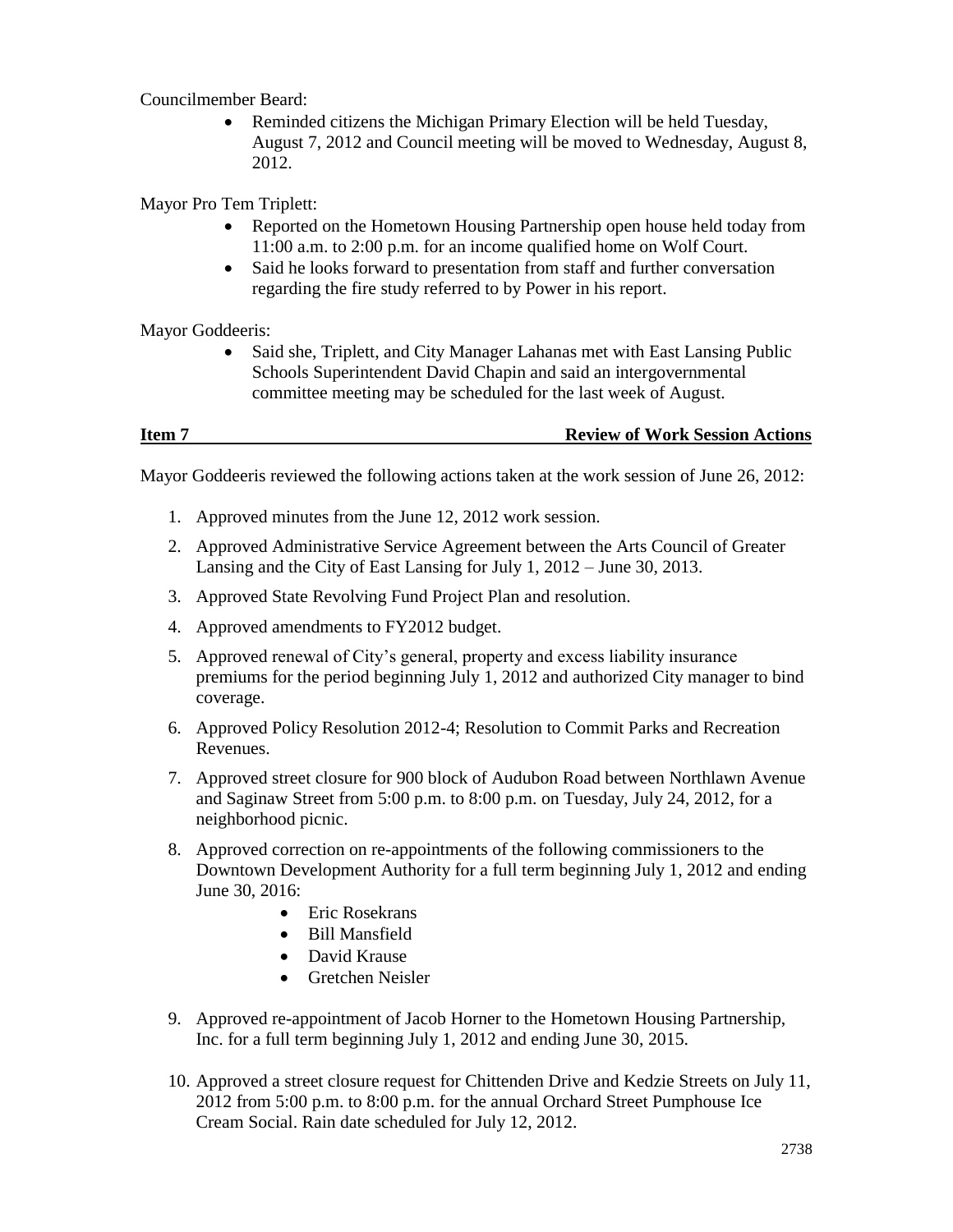Councilmember Beard:

- Reminded citizens the Michigan Primary Election will be held Tuesday, August 7, 2012 and Council meeting will be moved to Wednesday, August 8, 2012.

Mayor Pro Tem Triplett:

- Reported on the Hometown Housing Partnership open house held today from 11:00 a.m. to 2:00 p.m. for an income qualified home on Wolf Court.
- Said he looks forward to presentation from staff and further conversation regarding the fire study referred to by Power in his report.

Mayor Goddeeris:

- Said she, Triplett, and City Manager Lahanas met with East Lansing Public Schools Superintendent David Chapin and said an intergovernmental committee meeting may be scheduled for the last week of August.

**Item 7 — Review of Work Session Actions**

Mayor Goddeeris reviewed the following actions taken at the work session of June 26, 2012:

1. Approved minutes from the June 12, 2012 work session.
2. Approved Administrative Service Agreement between the Arts Council of Greater Lansing and the City of East Lansing for July 1, 2012 – June 30, 2013.
3. Approved State Revolving Fund Project Plan and resolution.
4. Approved amendments to FY2012 budget.
5. Approved renewal of City's general, property and excess liability insurance premiums for the period beginning July 1, 2012 and authorized City manager to bind coverage.
6. Approved Policy Resolution 2012-4; Resolution to Commit Parks and Recreation Revenues.
7. Approved street closure for 900 block of Audubon Road between Northlawn Avenue and Saginaw Street from 5:00 p.m. to 8:00 p.m. on Tuesday, July 24, 2012, for a neighborhood picnic.
8. Approved correction on re-appointments of the following commissioners to the Downtown Development Authority for a full term beginning July 1, 2012 and ending June 30, 2016:
   - Eric Rosekrans
   - Bill Mansfield
   - David Krause
   - Gretchen Neisler
9. Approved re-appointment of Jacob Horner to the Hometown Housing Partnership, Inc. for a full term beginning July 1, 2012 and ending June 30, 2015.
10. Approved a street closure request for Chittenden Drive and Kedzie Streets on July 11, 2012 from 5:00 p.m. to 8:00 p.m. for the annual Orchard Street Pumphouse Ice Cream Social. Rain date scheduled for July 12, 2012.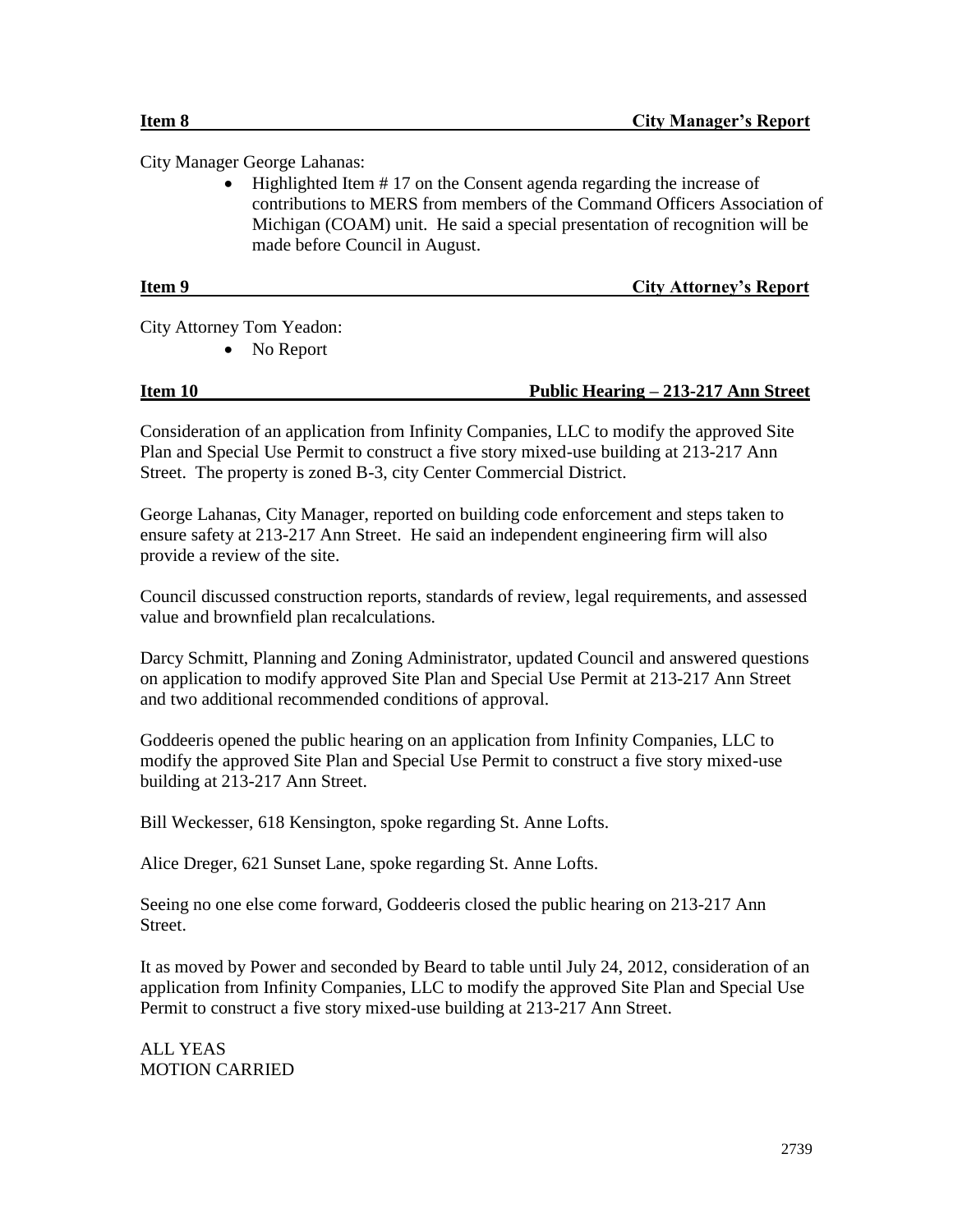**Item 8 City Manager's Report**

City Manager George Lahanas:

- Highlighted Item # 17 on the Consent agenda regarding the increase of contributions to MERS from members of the Command Officers Association of Michigan (COAM) unit. He said a special presentation of recognition will be made before Council in August.

**Item 9 City Attorney's Report**

City Attorney Tom Yeadon:

- No Report

**Item 10 Public Hearing – 213-217 Ann Street**

Consideration of an application from Infinity Companies, LLC to modify the approved Site Plan and Special Use Permit to construct a five story mixed-use building at 213-217 Ann Street. The property is zoned B-3, city Center Commercial District.

George Lahanas, City Manager, reported on building code enforcement and steps taken to ensure safety at 213-217 Ann Street. He said an independent engineering firm will also provide a review of the site.

Council discussed construction reports, standards of review, legal requirements, and assessed value and brownfield plan recalculations.

Darcy Schmitt, Planning and Zoning Administrator, updated Council and answered questions on application to modify approved Site Plan and Special Use Permit at 213-217 Ann Street and two additional recommended conditions of approval.

Goddeeris opened the public hearing on an application from Infinity Companies, LLC to modify the approved Site Plan and Special Use Permit to construct a five story mixed-use building at 213-217 Ann Street.

Bill Weckesser, 618 Kensington, spoke regarding St. Anne Lofts.

Alice Dreger, 621 Sunset Lane, spoke regarding St. Anne Lofts.

Seeing no one else come forward, Goddeeris closed the public hearing on 213-217 Ann Street.

It as moved by Power and seconded by Beard to table until July 24, 2012, consideration of an application from Infinity Companies, LLC to modify the approved Site Plan and Special Use Permit to construct a five story mixed-use building at 213-217 Ann Street.

ALL YEAS
MOTION CARRIED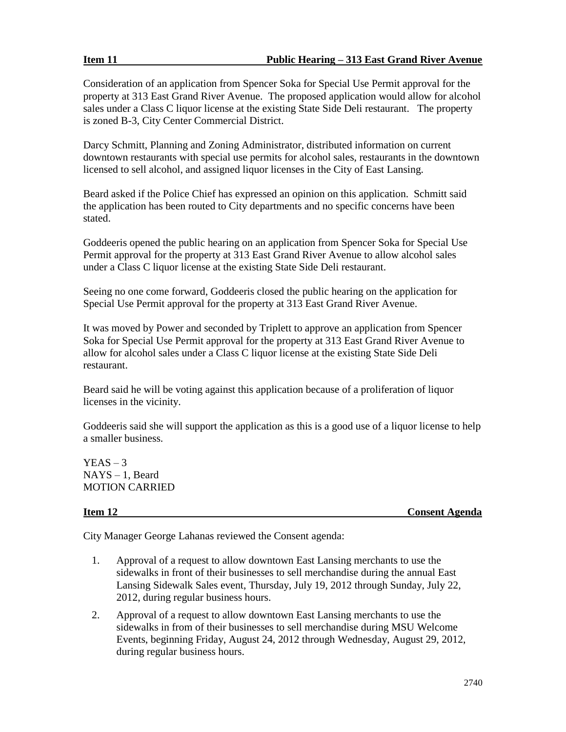**Item 11 Public Hearing – 313 East Grand River Avenue**

Consideration of an application from Spencer Soka for Special Use Permit approval for the property at 313 East Grand River Avenue. The proposed application would allow for alcohol sales under a Class C liquor license at the existing State Side Deli restaurant. The property is zoned B-3, City Center Commercial District.

Darcy Schmitt, Planning and Zoning Administrator, distributed information on current downtown restaurants with special use permits for alcohol sales, restaurants in the downtown licensed to sell alcohol, and assigned liquor licenses in the City of East Lansing.

Beard asked if the Police Chief has expressed an opinion on this application. Schmitt said the application has been routed to City departments and no specific concerns have been stated.

Goddeeris opened the public hearing on an application from Spencer Soka for Special Use Permit approval for the property at 313 East Grand River Avenue to allow alcohol sales under a Class C liquor license at the existing State Side Deli restaurant.

Seeing no one come forward, Goddeeris closed the public hearing on the application for Special Use Permit approval for the property at 313 East Grand River Avenue.

It was moved by Power and seconded by Triplett to approve an application from Spencer Soka for Special Use Permit approval for the property at 313 East Grand River Avenue to allow for alcohol sales under a Class C liquor license at the existing State Side Deli restaurant.

Beard said he will be voting against this application because of a proliferation of liquor licenses in the vicinity.

Goddeeris said she will support the application as this is a good use of a liquor license to help a smaller business.

YEAS – 3
NAYS – 1, Beard
MOTION CARRIED

**Item 12 Consent Agenda**

City Manager George Lahanas reviewed the Consent agenda:

1. Approval of a request to allow downtown East Lansing merchants to use the sidewalks in front of their businesses to sell merchandise during the annual East Lansing Sidewalk Sales event, Thursday, July 19, 2012 through Sunday, July 22, 2012, during regular business hours.
2. Approval of a request to allow downtown East Lansing merchants to use the sidewalks in from of their businesses to sell merchandise during MSU Welcome Events, beginning Friday, August 24, 2012 through Wednesday, August 29, 2012, during regular business hours.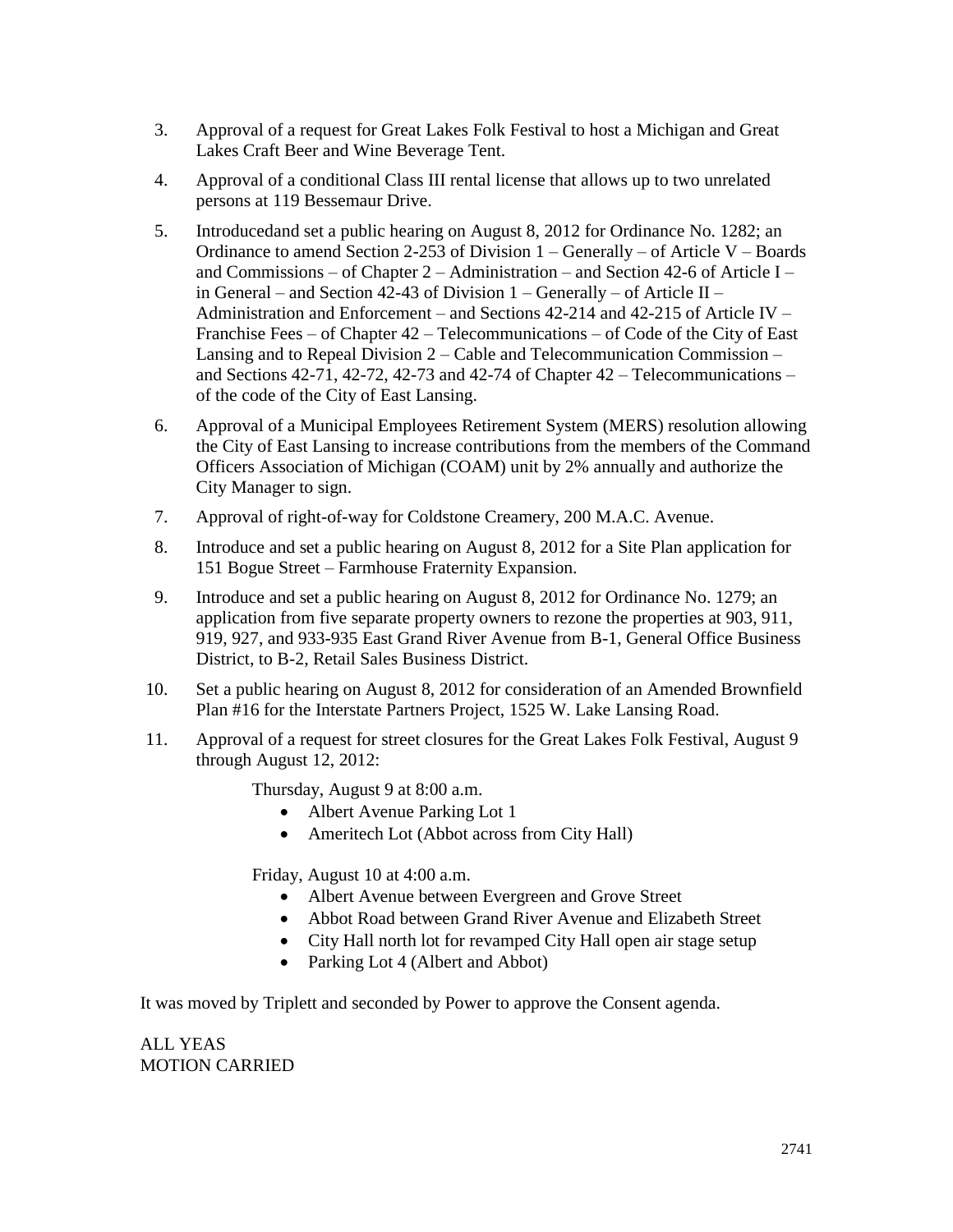3. Approval of a request for Great Lakes Folk Festival to host a Michigan and Great Lakes Craft Beer and Wine Beverage Tent.

4. Approval of a conditional Class III rental license that allows up to two unrelated persons at 119 Bessemaur Drive.

5. Introducedand set a public hearing on August 8, 2012 for Ordinance No. 1282; an Ordinance to amend Section 2-253 of Division 1 – Generally – of Article V – Boards and Commissions – of Chapter 2 – Administration – and Section 42-6 of Article I – in General – and Section 42-43 of Division 1 – Generally – of Article II – Administration and Enforcement – and Sections 42-214 and 42-215 of Article IV – Franchise Fees – of Chapter 42 – Telecommunications – of Code of the City of East Lansing and to Repeal Division 2 – Cable and Telecommunication Commission – and Sections 42-71, 42-72, 42-73 and 42-74 of Chapter 42 – Telecommunications – of the code of the City of East Lansing.

6. Approval of a Municipal Employees Retirement System (MERS) resolution allowing the City of East Lansing to increase contributions from the members of the Command Officers Association of Michigan (COAM) unit by 2% annually and authorize the City Manager to sign.

7. Approval of right-of-way for Coldstone Creamery, 200 M.A.C. Avenue.

8. Introduce and set a public hearing on August 8, 2012 for a Site Plan application for 151 Bogue Street – Farmhouse Fraternity Expansion.

9. Introduce and set a public hearing on August 8, 2012 for Ordinance No. 1279; an application from five separate property owners to rezone the properties at 903, 911, 919, 927, and 933-935 East Grand River Avenue from B-1, General Office Business District, to B-2, Retail Sales Business District.

10. Set a public hearing on August 8, 2012 for consideration of an Amended Brownfield Plan #16 for the Interstate Partners Project, 1525 W. Lake Lansing Road.

11. Approval of a request for street closures for the Great Lakes Folk Festival, August 9 through August 12, 2012:

    Thursday, August 9 at 8:00 a.m.
    - Albert Avenue Parking Lot 1
    - Ameritech Lot (Abbot across from City Hall)

    Friday, August 10 at 4:00 a.m.
    - Albert Avenue between Evergreen and Grove Street
    - Abbot Road between Grand River Avenue and Elizabeth Street
    - City Hall north lot for revamped City Hall open air stage setup
    - Parking Lot 4 (Albert and Abbot)

It was moved by Triplett and seconded by Power to approve the Consent agenda.

ALL YEAS
MOTION CARRIED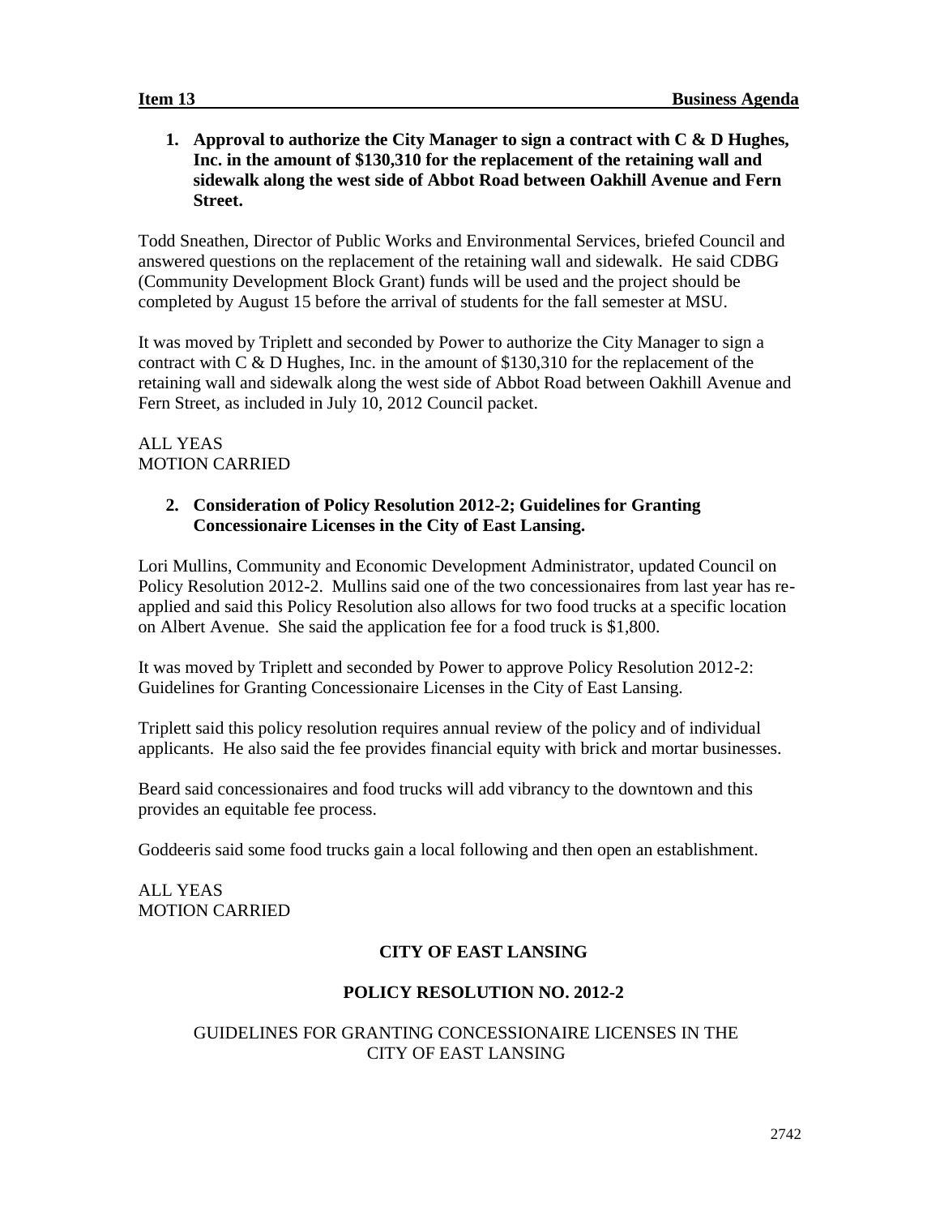**Item 13** **Business Agenda**

**1. Approval to authorize the City Manager to sign a contract with C & D Hughes, Inc. in the amount of $130,310 for the replacement of the retaining wall and sidewalk along the west side of Abbot Road between Oakhill Avenue and Fern Street.**

Todd Sneathen, Director of Public Works and Environmental Services, briefed Council and answered questions on the replacement of the retaining wall and sidewalk. He said CDBG (Community Development Block Grant) funds will be used and the project should be completed by August 15 before the arrival of students for the fall semester at MSU.

It was moved by Triplett and seconded by Power to authorize the City Manager to sign a contract with C & D Hughes, Inc. in the amount of $130,310 for the replacement of the retaining wall and sidewalk along the west side of Abbot Road between Oakhill Avenue and Fern Street, as included in July 10, 2012 Council packet.

ALL YEAS
MOTION CARRIED

**2. Consideration of Policy Resolution 2012-2; Guidelines for Granting Concessionaire Licenses in the City of East Lansing.**

Lori Mullins, Community and Economic Development Administrator, updated Council on Policy Resolution 2012-2. Mullins said one of the two concessionaires from last year has re-applied and said this Policy Resolution also allows for two food trucks at a specific location on Albert Avenue. She said the application fee for a food truck is $1,800.

It was moved by Triplett and seconded by Power to approve Policy Resolution 2012-2: Guidelines for Granting Concessionaire Licenses in the City of East Lansing.

Triplett said this policy resolution requires annual review of the policy and of individual applicants. He also said the fee provides financial equity with brick and mortar businesses.

Beard said concessionaires and food trucks will add vibrancy to the downtown and this provides an equitable fee process.

Goddeeris said some food trucks gain a local following and then open an establishment.

ALL YEAS
MOTION CARRIED

**CITY OF EAST LANSING**

**POLICY RESOLUTION NO. 2012-2**

GUIDELINES FOR GRANTING CONCESSIONAIRE LICENSES IN THE CITY OF EAST LANSING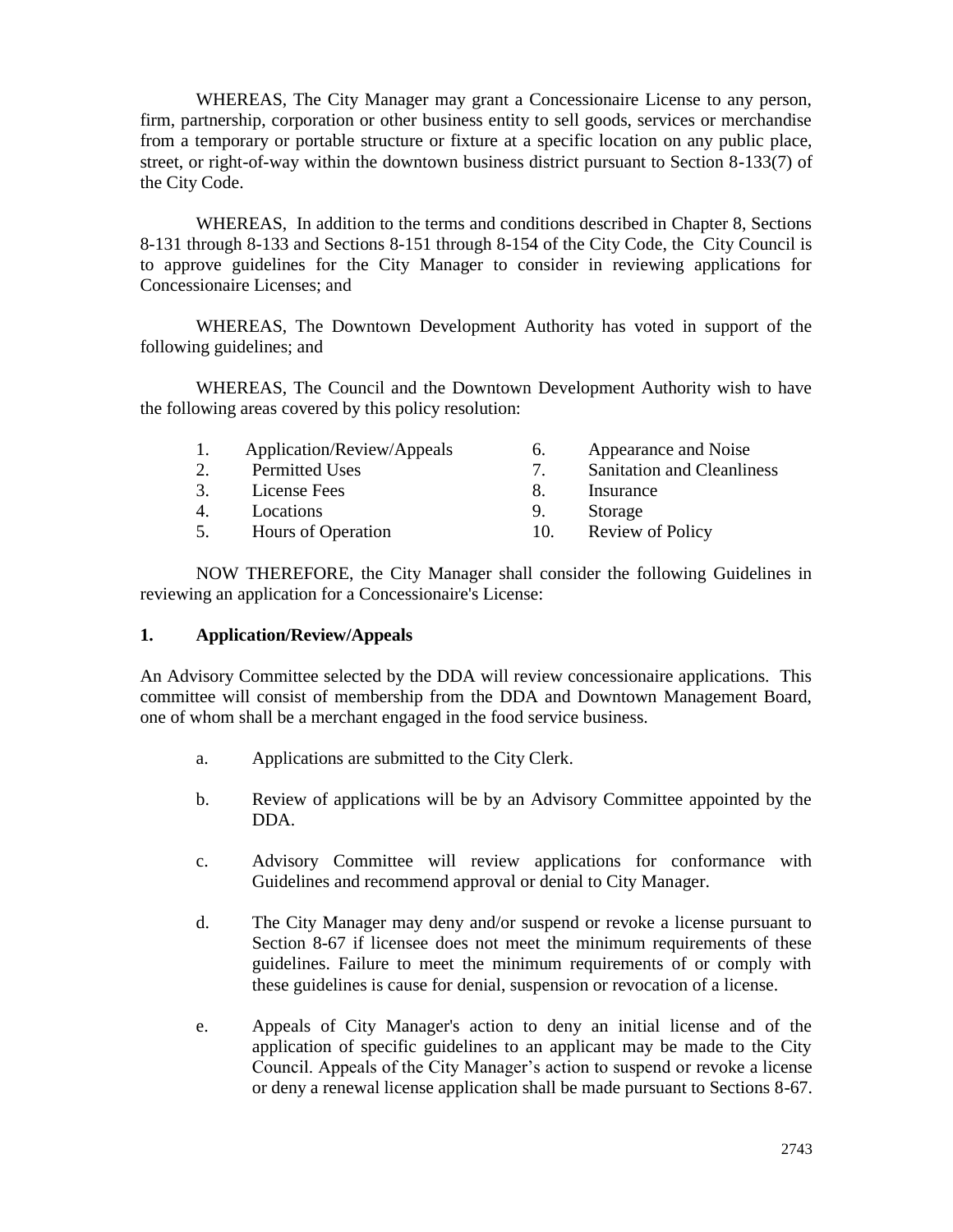WHEREAS, The City Manager may grant a Concessionaire License to any person, firm, partnership, corporation or other business entity to sell goods, services or merchandise from a temporary or portable structure or fixture at a specific location on any public place, street, or right-of-way within the downtown business district pursuant to Section 8-133(7) of the City Code.

WHEREAS, In addition to the terms and conditions described in Chapter 8, Sections 8-131 through 8-133 and Sections 8-151 through 8-154 of the City Code, the City Council is to approve guidelines for the City Manager to consider in reviewing applications for Concessionaire Licenses; and

WHEREAS, The Downtown Development Authority has voted in support of the following guidelines; and

WHEREAS, The Council and the Downtown Development Authority wish to have the following areas covered by this policy resolution:

1. Application/Review/Appeals
2. Permitted Uses
3. License Fees
4. Locations
5. Hours of Operation
6. Appearance and Noise
7. Sanitation and Cleanliness
8. Insurance
9. Storage
10. Review of Policy

NOW THEREFORE, the City Manager shall consider the following Guidelines in reviewing an application for a Concessionaire's License:

## 1. Application/Review/Appeals

An Advisory Committee selected by the DDA will review concessionaire applications. This committee will consist of membership from the DDA and Downtown Management Board, one of whom shall be a merchant engaged in the food service business.

a. Applications are submitted to the City Clerk.

b. Review of applications will be by an Advisory Committee appointed by the DDA.

c. Advisory Committee will review applications for conformance with Guidelines and recommend approval or denial to City Manager.

d. The City Manager may deny and/or suspend or revoke a license pursuant to Section 8-67 if licensee does not meet the minimum requirements of these guidelines. Failure to meet the minimum requirements of or comply with these guidelines is cause for denial, suspension or revocation of a license.

e. Appeals of City Manager's action to deny an initial license and of the application of specific guidelines to an applicant may be made to the City Council. Appeals of the City Manager's action to suspend or revoke a license or deny a renewal license application shall be made pursuant to Sections 8-67.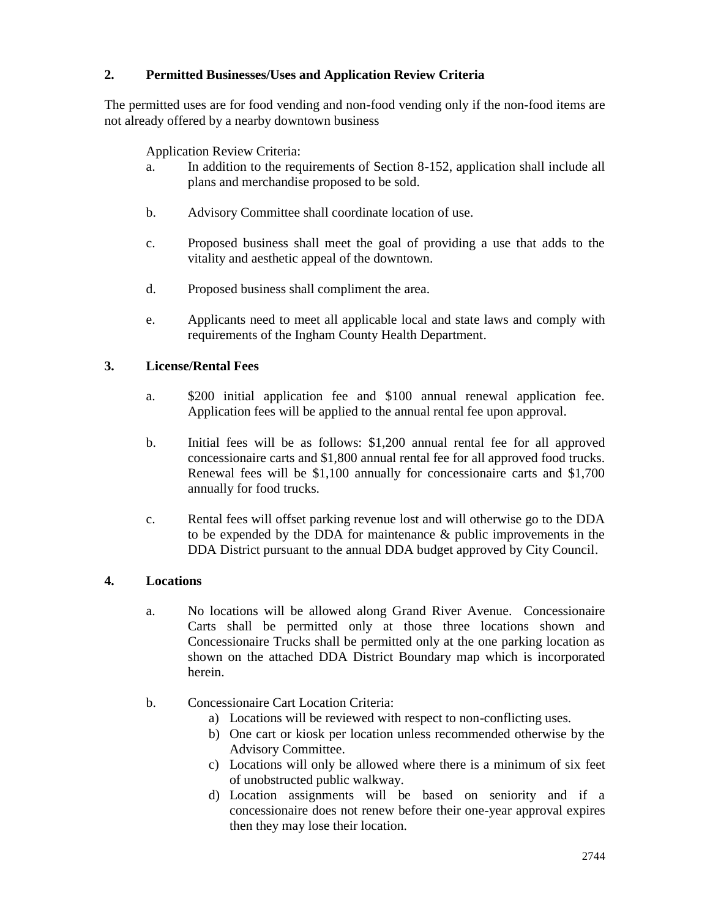## 2. Permitted Businesses/Uses and Application Review Criteria

The permitted uses are for food vending and non-food vending only if the non-food items are not already offered by a nearby downtown business

Application Review Criteria:

a. In addition to the requirements of Section 8-152, application shall include all plans and merchandise proposed to be sold.

b. Advisory Committee shall coordinate location of use.

c. Proposed business shall meet the goal of providing a use that adds to the vitality and aesthetic appeal of the downtown.

d. Proposed business shall compliment the area.

e. Applicants need to meet all applicable local and state laws and comply with requirements of the Ingham County Health Department.

## 3. License/Rental Fees

a. $200 initial application fee and $100 annual renewal application fee. Application fees will be applied to the annual rental fee upon approval.

b. Initial fees will be as follows: $1,200 annual rental fee for all approved concessionaire carts and $1,800 annual rental fee for all approved food trucks. Renewal fees will be $1,100 annually for concessionaire carts and $1,700 annually for food trucks.

c. Rental fees will offset parking revenue lost and will otherwise go to the DDA to be expended by the DDA for maintenance & public improvements in the DDA District pursuant to the annual DDA budget approved by City Council.

## 4. Locations

a. No locations will be allowed along Grand River Avenue. Concessionaire Carts shall be permitted only at those three locations shown and Concessionaire Trucks shall be permitted only at the one parking location as shown on the attached DDA District Boundary map which is incorporated herein.

b. Concessionaire Cart Location Criteria:
   a) Locations will be reviewed with respect to non-conflicting uses.
   b) One cart or kiosk per location unless recommended otherwise by the Advisory Committee.
   c) Locations will only be allowed where there is a minimum of six feet of unobstructed public walkway.
   d) Location assignments will be based on seniority and if a concessionaire does not renew before their one-year approval expires then they may lose their location.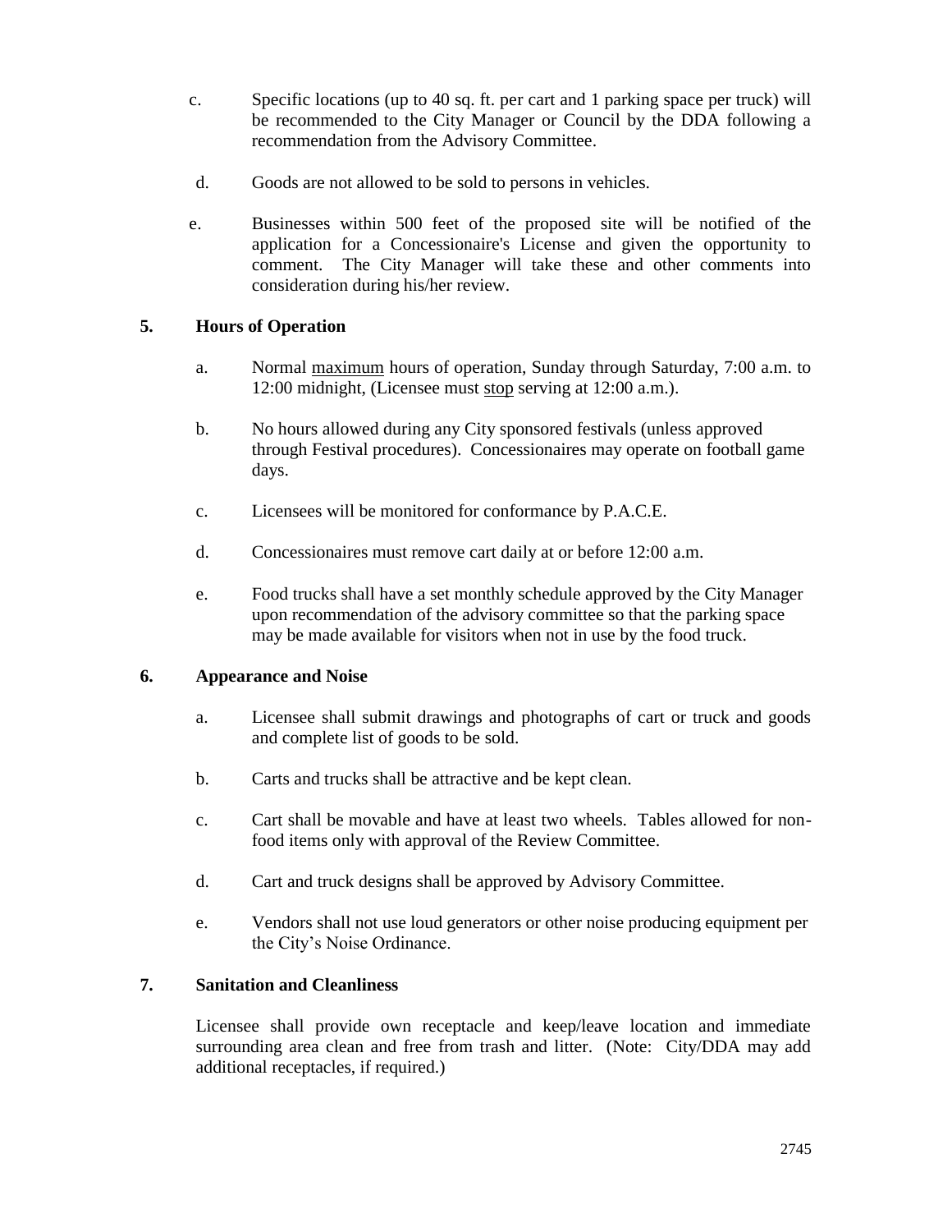c. Specific locations (up to 40 sq. ft. per cart and 1 parking space per truck) will be recommended to the City Manager or Council by the DDA following a recommendation from the Advisory Committee.

d. Goods are not allowed to be sold to persons in vehicles.

e. Businesses within 500 feet of the proposed site will be notified of the application for a Concessionaire's License and given the opportunity to comment. The City Manager will take these and other comments into consideration during his/her review.

**5. Hours of Operation**

a. Normal maximum hours of operation, Sunday through Saturday, 7:00 a.m. to 12:00 midnight, (Licensee must stop serving at 12:00 a.m.).

b. No hours allowed during any City sponsored festivals (unless approved through Festival procedures). Concessionaires may operate on football game days.

c. Licensees will be monitored for conformance by P.A.C.E.

d. Concessionaires must remove cart daily at or before 12:00 a.m.

e. Food trucks shall have a set monthly schedule approved by the City Manager upon recommendation of the advisory committee so that the parking space may be made available for visitors when not in use by the food truck.

**6. Appearance and Noise**

a. Licensee shall submit drawings and photographs of cart or truck and goods and complete list of goods to be sold.

b. Carts and trucks shall be attractive and be kept clean.

c. Cart shall be movable and have at least two wheels. Tables allowed for non-food items only with approval of the Review Committee.

d. Cart and truck designs shall be approved by Advisory Committee.

e. Vendors shall not use loud generators or other noise producing equipment per the City's Noise Ordinance.

**7. Sanitation and Cleanliness**

Licensee shall provide own receptacle and keep/leave location and immediate surrounding area clean and free from trash and litter. (Note: City/DDA may add additional receptacles, if required.)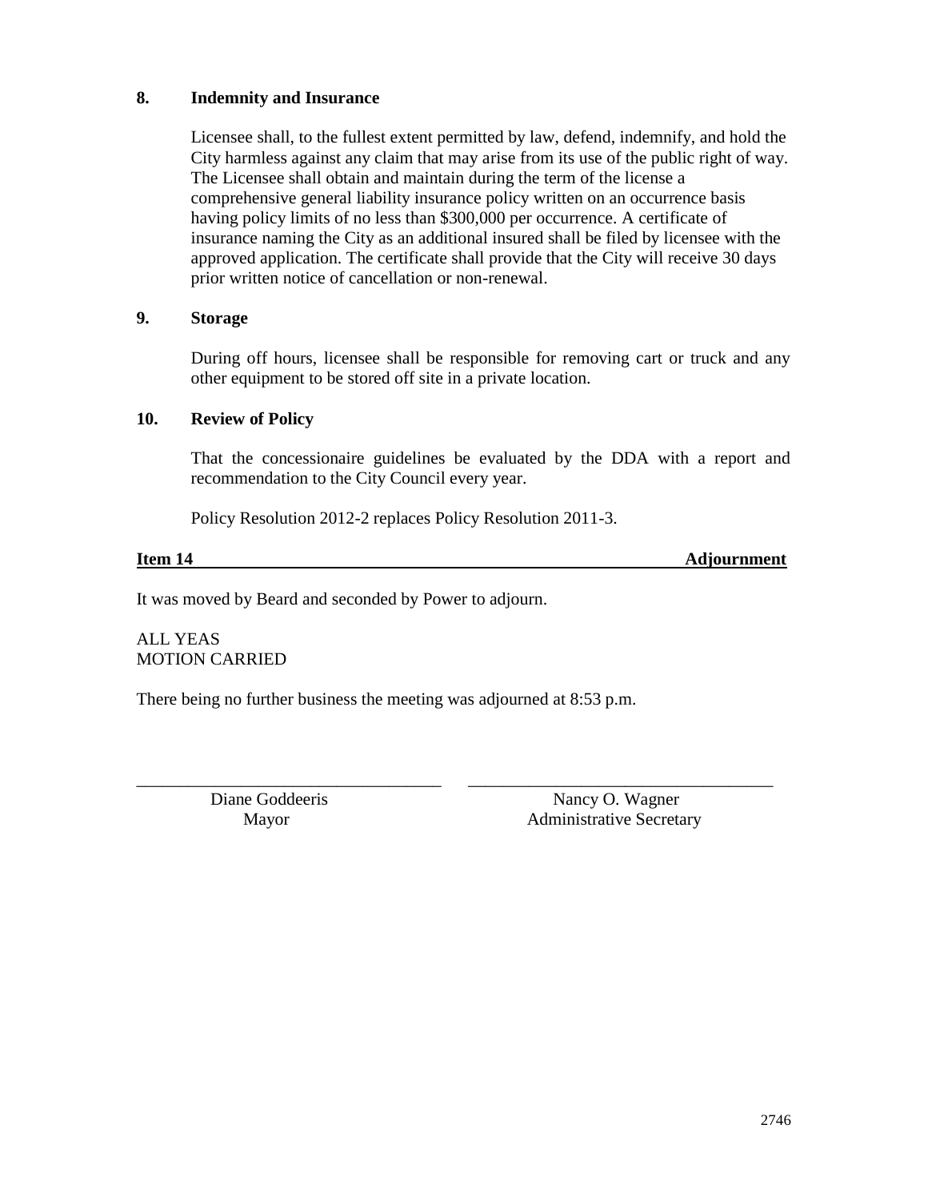**8. Indemnity and Insurance**

Licensee shall, to the fullest extent permitted by law, defend, indemnify, and hold the City harmless against any claim that may arise from its use of the public right of way. The Licensee shall obtain and maintain during the term of the license a comprehensive general liability insurance policy written on an occurrence basis having policy limits of no less than $300,000 per occurrence. A certificate of insurance naming the City as an additional insured shall be filed by licensee with the approved application. The certificate shall provide that the City will receive 30 days prior written notice of cancellation or non-renewal.

**9. Storage**

During off hours, licensee shall be responsible for removing cart or truck and any other equipment to be stored off site in a private location.

**10. Review of Policy**

That the concessionaire guidelines be evaluated by the DDA with a report and recommendation to the City Council every year.

Policy Resolution 2012-2 replaces Policy Resolution 2011-3.

**Item 14 Adjournment**

It was moved by Beard and seconded by Power to adjourn.

ALL YEAS
MOTION CARRIED

There being no further business the meeting was adjourned at 8:53 p.m.

___________________________________ ___________________________________

Diane Goddeeris
Mayor

Nancy O. Wagner
Administrative Secretary